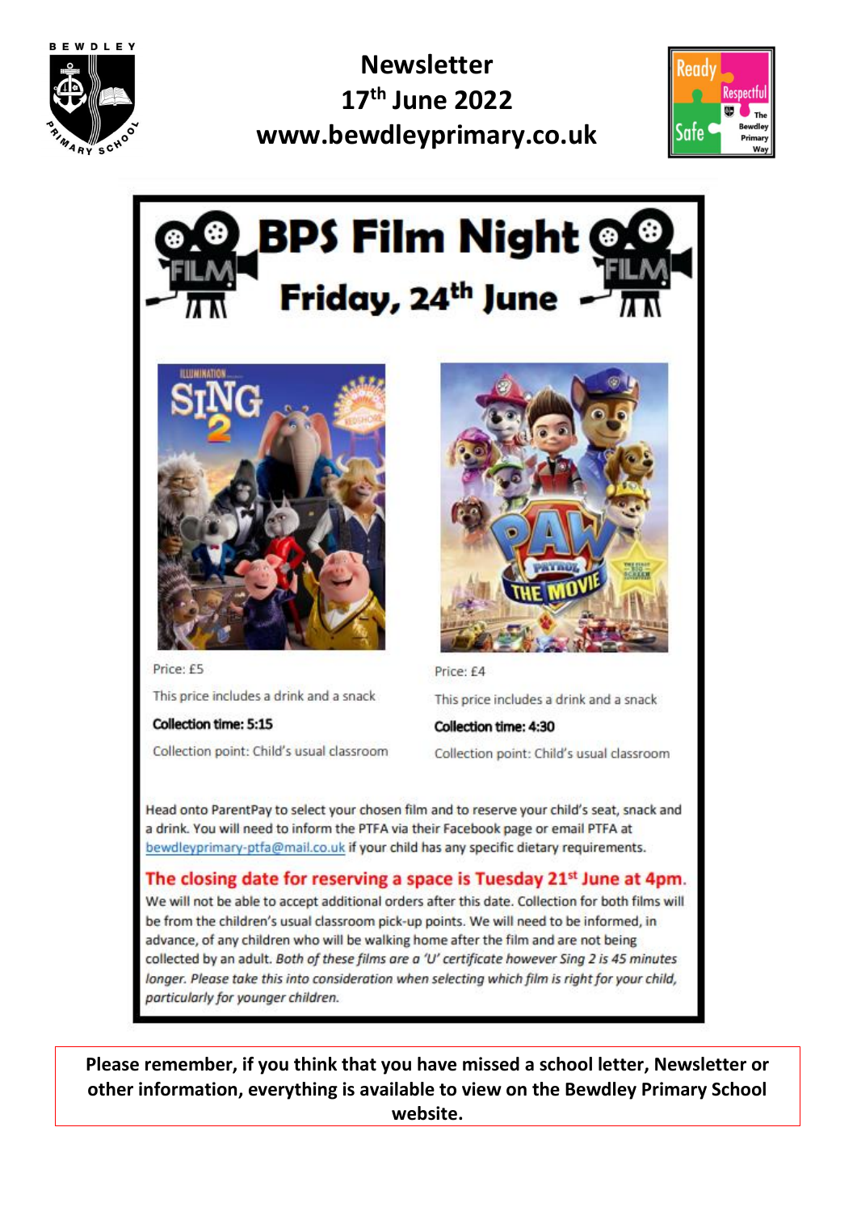# Newsletter
## 17th June 2022
## www.bewdleyprimary.co.uk

# BPS Film Night
## Friday, 24th June

**Sing 2**

Price: £5

This price includes a drink and a snack

**Collection time: 5:15**

Collection point: Child's usual classroom

**Paw Patrol The Movie**

Price: £4

This price includes a drink and a snack

**Collection time: 4:30**

Collection point: Child's usual classroom

Head onto ParentPay to select your chosen film and to reserve your child's seat, snack and a drink. You will need to inform the PTFA via their Facebook page or email PTFA at bewdleyprimary-ptfa@mail.co.uk if your child has any specific dietary requirements.

**The closing date for reserving a space is Tuesday 21st June at 4pm.**

We will not be able to accept additional orders after this date. Collection for both films will be from the children's usual classroom pick-up points. We will need to be informed, in advance, of any children who will be walking home after the film and are not being collected by an adult. *Both of these films are a 'U' certificate however Sing 2 is 45 minutes longer. Please take this into consideration when selecting which film is right for your child, particularly for younger children.*

**Please remember, if you think that you have missed a school letter, Newsletter or other information, everything is available to view on the Bewdley Primary School website.**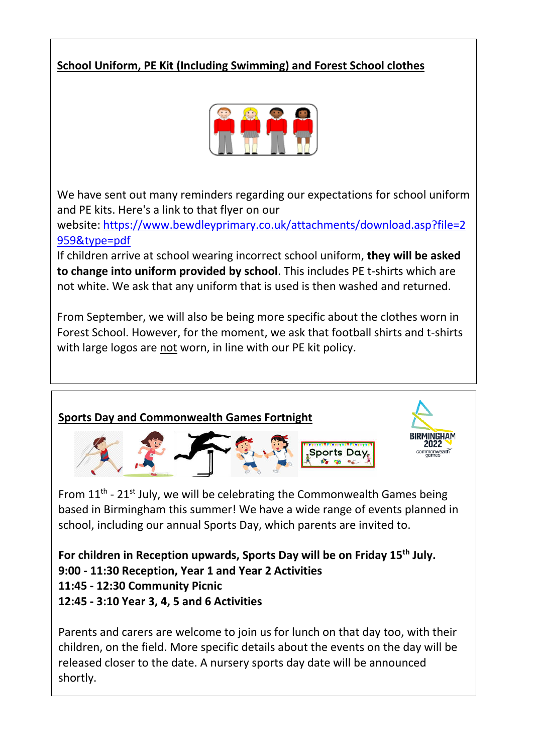## School Uniform, PE Kit (Including Swimming) and Forest School clothes

We have sent out many reminders regarding our expectations for school uniform and PE kits. Here's a link to that flyer on our website: https://www.bewdleyprimary.co.uk/attachments/download.asp?file=2959&type=pdf

If children arrive at school wearing incorrect school uniform, **they will be asked to change into uniform provided by school**. This includes PE t-shirts which are not white. We ask that any uniform that is used is then washed and returned.

From September, we will also be being more specific about the clothes worn in Forest School. However, for the moment, we ask that football shirts and t-shirts with large logos are not worn, in line with our PE kit policy.

## Sports Day and Commonwealth Games Fortnight

From 11th - 21st July, we will be celebrating the Commonwealth Games being based in Birmingham this summer! We have a wide range of events planned in school, including our annual Sports Day, which parents are invited to.

**For children in Reception upwards, Sports Day will be on Friday 15th July.**
**9:00 - 11:30 Reception, Year 1 and Year 2 Activities**
**11:45 - 12:30 Community Picnic**
**12:45 - 3:10 Year 3, 4, 5 and 6 Activities**

Parents and carers are welcome to join us for lunch on that day too, with their children, on the field. More specific details about the events on the day will be released closer to the date. A nursery sports day date will be announced shortly.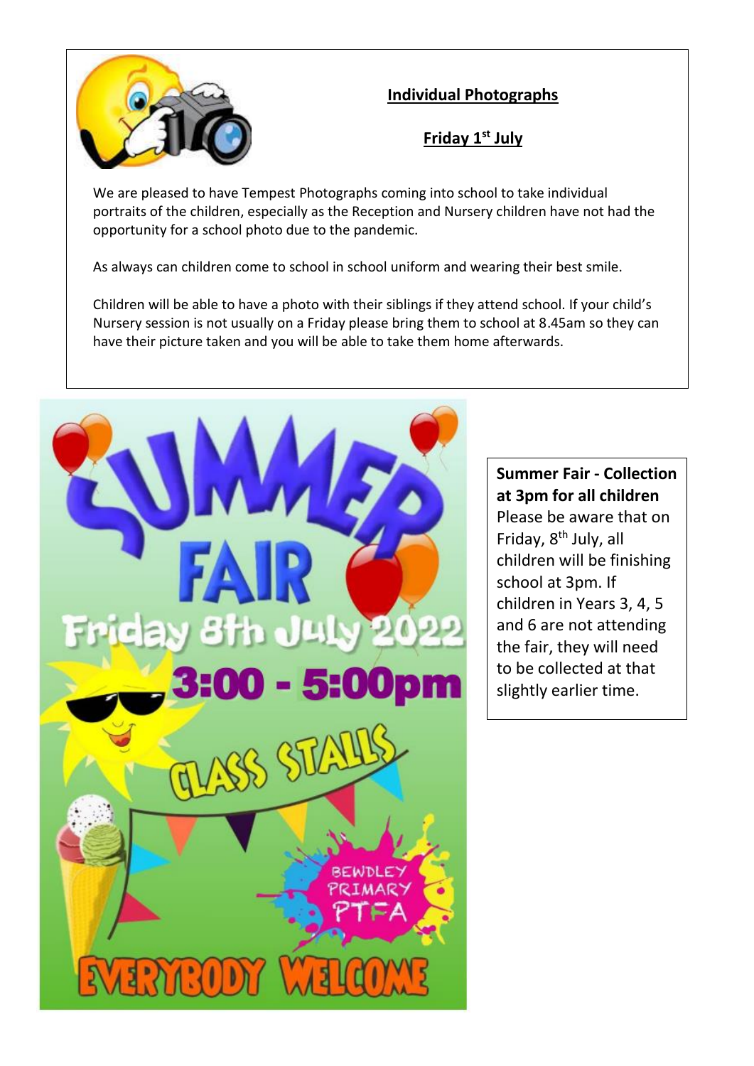## Individual Photographs

### Friday 1st July

We are pleased to have Tempest Photographs coming into school to take individual portraits of the children, especially as the Reception and Nursery children have not had the opportunity for a school photo due to the pandemic.

As always can children come to school in school uniform and wearing their best smile.

Children will be able to have a photo with their siblings if they attend school. If your child's Nursery session is not usually on a Friday please bring them to school at 8.45am so they can have their picture taken and you will be able to take them home afterwards.

# SUMMER FAIR

**Friday 8th July 2022**

**3:00 - 5:00pm**

**CLASS STALLS**

BEWDLEY PRIMARY PTFA

**EVERYBODY WELCOME**

**Summer Fair - Collection at 3pm for all children**

Please be aware that on Friday, 8th July, all children will be finishing school at 3pm. If children in Years 3, 4, 5 and 6 are not attending the fair, they will need to be collected at that slightly earlier time.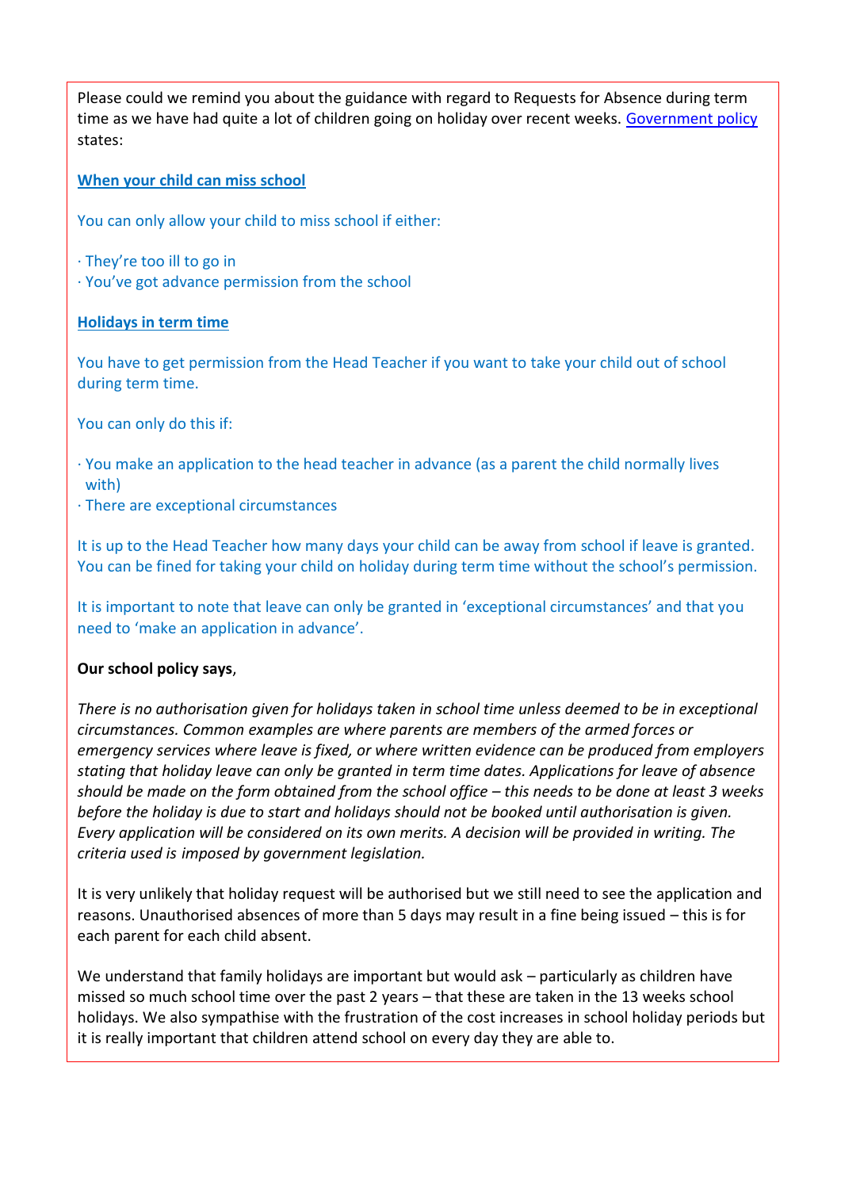Please could we remind you about the guidance with regard to Requests for Absence during term time as we have had quite a lot of children going on holiday over recent weeks. Government policy states:

**When your child can miss school**

You can only allow your child to miss school if either:

- They're too ill to go in
- You've got advance permission from the school

**Holidays in term time**

You have to get permission from the Head Teacher if you want to take your child out of school during term time.

You can only do this if:

- You make an application to the head teacher in advance (as a parent the child normally lives with)
- There are exceptional circumstances

It is up to the Head Teacher how many days your child can be away from school if leave is granted. You can be fined for taking your child on holiday during term time without the school's permission.

It is important to note that leave can only be granted in 'exceptional circumstances' and that you need to 'make an application in advance'.

**Our school policy says**,

*There is no authorisation given for holidays taken in school time unless deemed to be in exceptional circumstances. Common examples are where parents are members of the armed forces or emergency services where leave is fixed, or where written evidence can be produced from employers stating that holiday leave can only be granted in term time dates. Applications for leave of absence should be made on the form obtained from the school office – this needs to be done at least 3 weeks before the holiday is due to start and holidays should not be booked until authorisation is given. Every application will be considered on its own merits. A decision will be provided in writing. The criteria used is imposed by government legislation.*

It is very unlikely that holiday request will be authorised but we still need to see the application and reasons. Unauthorised absences of more than 5 days may result in a fine being issued – this is for each parent for each child absent.

We understand that family holidays are important but would ask – particularly as children have missed so much school time over the past 2 years – that these are taken in the 13 weeks school holidays. We also sympathise with the frustration of the cost increases in school holiday periods but it is really important that children attend school on every day they are able to.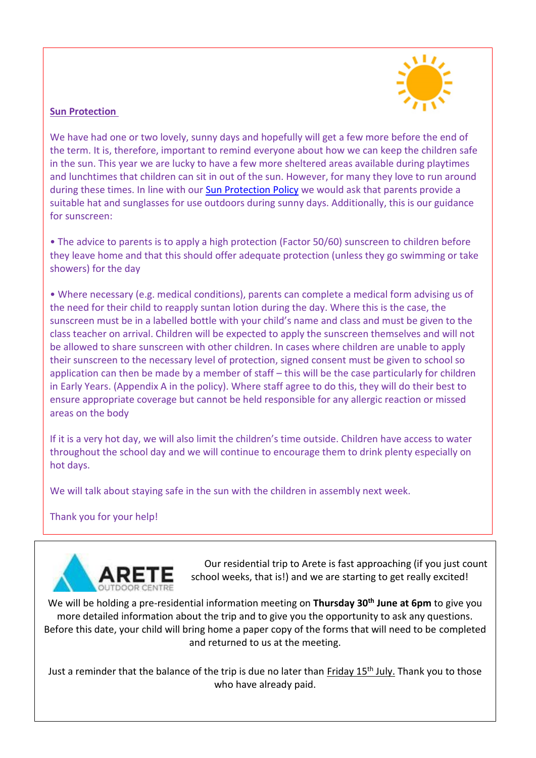**Sun Protection**

We have had one or two lovely, sunny days and hopefully will get a few more before the end of the term. It is, therefore, important to remind everyone about how we can keep the children safe in the sun. This year we are lucky to have a few more sheltered areas available during playtimes and lunchtimes that children can sit in out of the sun. However, for many they love to run around during these times. In line with our Sun Protection Policy we would ask that parents provide a suitable hat and sunglasses for use outdoors during sunny days. Additionally, this is our guidance for sunscreen:

• The advice to parents is to apply a high protection (Factor 50/60) sunscreen to children before they leave home and that this should offer adequate protection (unless they go swimming or take showers) for the day

• Where necessary (e.g. medical conditions), parents can complete a medical form advising us of the need for their child to reapply suntan lotion during the day. Where this is the case, the sunscreen must be in a labelled bottle with your child's name and class and must be given to the class teacher on arrival. Children will be expected to apply the sunscreen themselves and will not be allowed to share sunscreen with other children. In cases where children are unable to apply their sunscreen to the necessary level of protection, signed consent must be given to school so application can then be made by a member of staff – this will be the case particularly for children in Early Years. (Appendix A in the policy). Where staff agree to do this, they will do their best to ensure appropriate coverage but cannot be held responsible for any allergic reaction or missed areas on the body

If it is a very hot day, we will also limit the children's time outside. Children have access to water throughout the school day and we will continue to encourage them to drink plenty especially on hot days.

We will talk about staying safe in the sun with the children in assembly next week.

Thank you for your help!

ARETE OUTDOOR CENTRE

Our residential trip to Arete is fast approaching (if you just count school weeks, that is!) and we are starting to get really excited!

We will be holding a pre-residential information meeting on **Thursday 30th June at 6pm** to give you more detailed information about the trip and to give you the opportunity to ask any questions. Before this date, your child will bring home a paper copy of the forms that will need to be completed and returned to us at the meeting.

Just a reminder that the balance of the trip is due no later than Friday 15th July. Thank you to those who have already paid.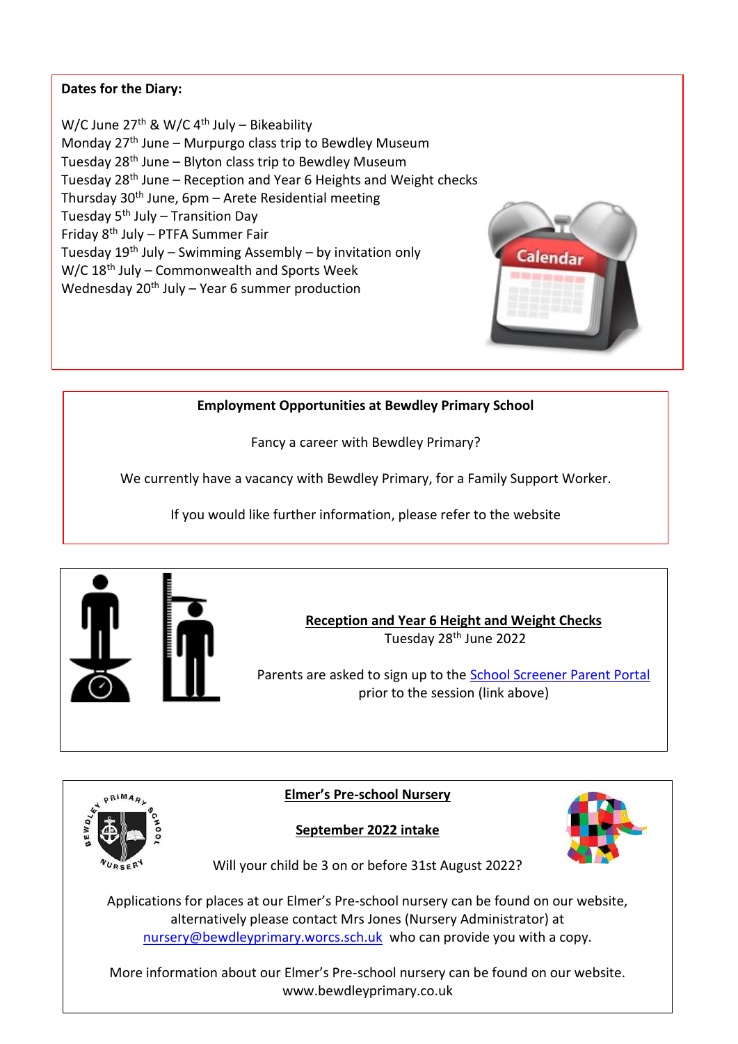**Dates for the Diary:**

W/C June 27th & W/C 4th July – Bikeability
Monday 27th June – Murpurgo class trip to Bewdley Museum
Tuesday 28th June – Blyton class trip to Bewdley Museum
Tuesday 28th June – Reception and Year 6 Heights and Weight checks
Thursday 30th June, 6pm – Arete Residential meeting
Tuesday 5th July – Transition Day
Friday 8th July – PTFA Summer Fair
Tuesday 19th July – Swimming Assembly – by invitation only
W/C 18th July – Commonwealth and Sports Week
Wednesday 20th July – Year 6 summer production

**Employment Opportunities at Bewdley Primary School**

Fancy a career with Bewdley Primary?

We currently have a vacancy with Bewdley Primary, for a Family Support Worker.

If you would like further information, please refer to the website

**Reception and Year 6 Height and Weight Checks**

Tuesday 28th June 2022

Parents are asked to sign up to the School Screener Parent Portal prior to the session (link above)

**Elmer's Pre-school Nursery**

**September 2022 intake**

Will your child be 3 on or before 31st August 2022?

Applications for places at our Elmer's Pre-school nursery can be found on our website, alternatively please contact Mrs Jones (Nursery Administrator) at nursery@bewdleyprimary.worcs.sch.uk who can provide you with a copy.

More information about our Elmer's Pre-school nursery can be found on our website.
www.bewdleyprimary.co.uk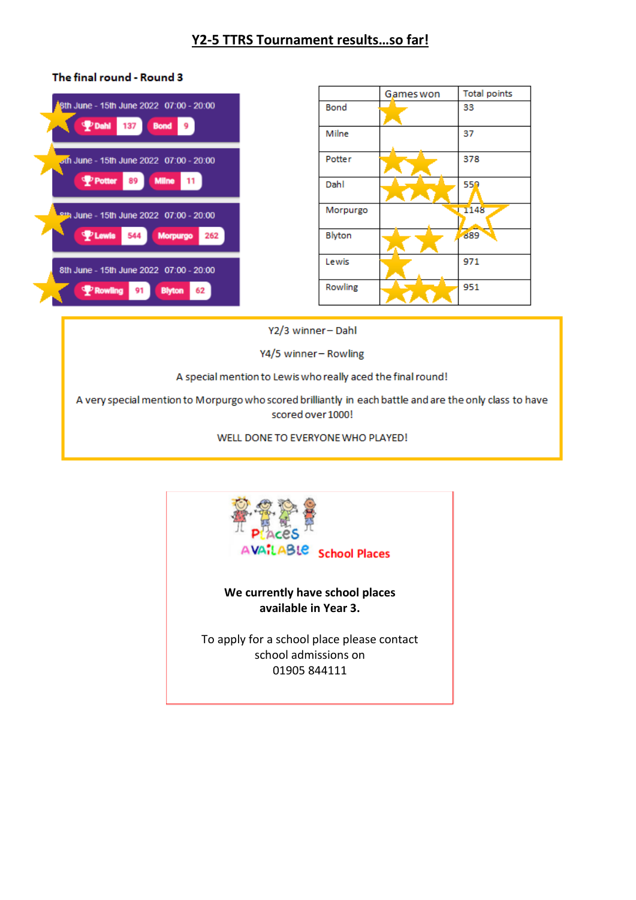# Y2-5 TTRS Tournament results…so far!

**The final round - Round 3**

8th June - 15th June 2022 07:00 - 20:00
Dahl 137 | Bond 9

8th June - 15th June 2022 07:00 - 20:00
Potter 89 | Milne 11

8th June - 15th June 2022 07:00 - 20:00
Lewis 544 | Morpurgo 262

8th June - 15th June 2022 07:00 - 20:00
Rowling 91 | Blyton 62

| | Games won | Total points |
|---|---|---|
| Bond | ★ | 33 |
| Milne | | 37 |
| Potter | ★★ | 378 |
| Dahl | ★★★ | 559 |
| Morpurgo | ☆ | 1148 |
| Blyton | ★★ | 889 |
| Lewis | ★ | 971 |
| Rowling | ★★★ | 951 |

Y2/3 winner – Dahl

Y4/5 winner – Rowling

A special mention to Lewis who really aced the final round!

A very special mention to Morpurgo who scored brilliantly in each battle and are the only class to have scored over 1000!

WELL DONE TO EVERYONE WHO PLAYED!

PLACES AVAILABLE **School Places**

**We currently have school places available in Year 3.**

To apply for a school place please contact school admissions on 01905 844111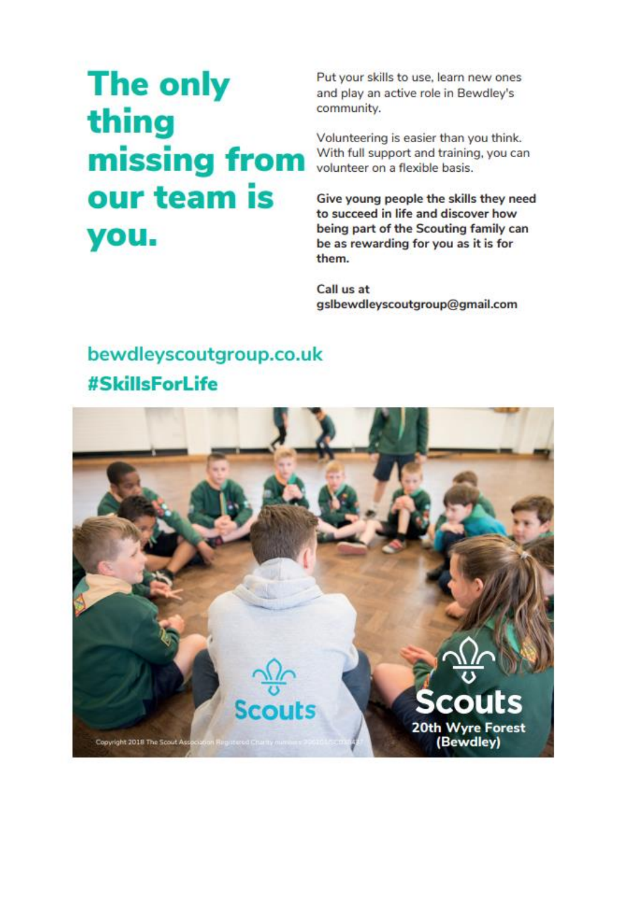# The only thing missing from our team is you.

Put your skills to use, learn new ones and play an active role in Bewdley's community.

Volunteering is easier than you think. With full support and training, you can volunteer on a flexible basis.

**Give young people the skills they need to succeed in life and discover how being part of the Scouting family can be as rewarding for you as it is for them.**

**Call us at gslbewdleyscoutgroup@gmail.com**

## bewdleyscoutgroup.co.uk

## #SkillsForLife